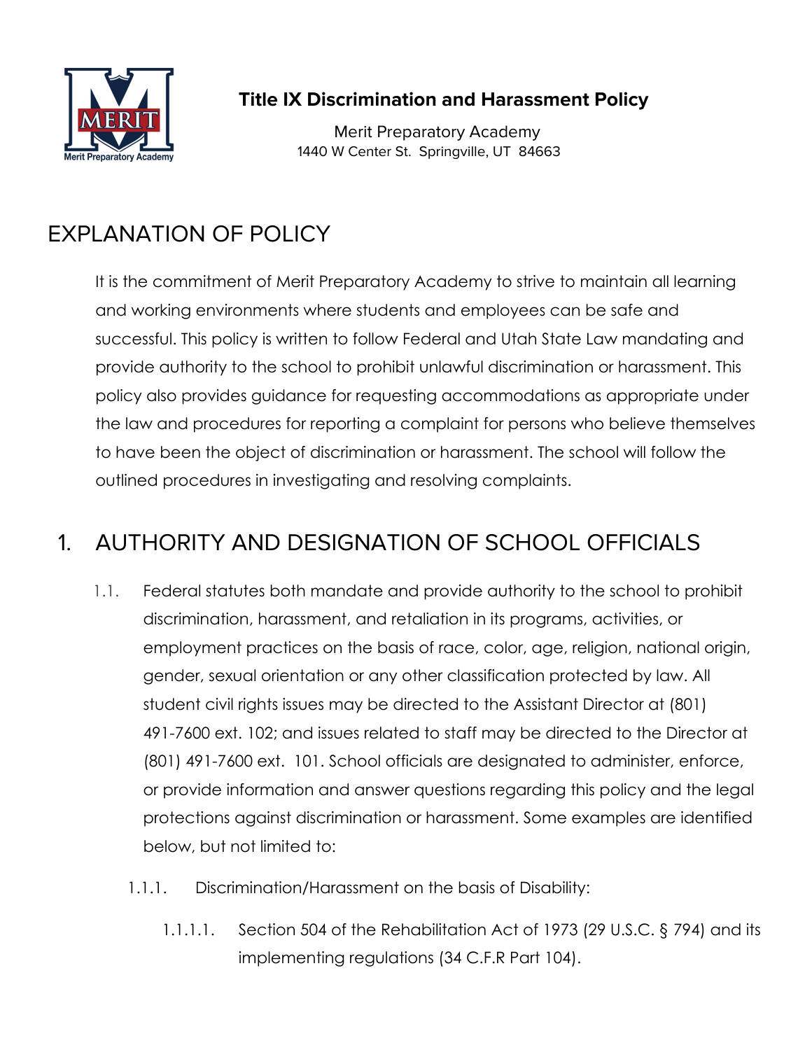# Title IX Discrimination and Harassment Policy

Merit Preparatory Academy
1440 W Center St. Springville, UT 84663

## EXPLANATION OF POLICY

It is the commitment of Merit Preparatory Academy to strive to maintain all learning and working environments where students and employees can be safe and successful. This policy is written to follow Federal and Utah State Law mandating and provide authority to the school to prohibit unlawful discrimination or harassment. This policy also provides guidance for requesting accommodations as appropriate under the law and procedures for reporting a complaint for persons who believe themselves to have been the object of discrimination or harassment. The school will follow the outlined procedures in investigating and resolving complaints.

## 1. AUTHORITY AND DESIGNATION OF SCHOOL OFFICIALS

1.1. Federal statutes both mandate and provide authority to the school to prohibit discrimination, harassment, and retaliation in its programs, activities, or employment practices on the basis of race, color, age, religion, national origin, gender, sexual orientation or any other classification protected by law. All student civil rights issues may be directed to the Assistant Director at (801) 491-7600 ext. 102; and issues related to staff may be directed to the Director at (801) 491-7600 ext. 101. School officials are designated to administer, enforce, or provide information and answer questions regarding this policy and the legal protections against discrimination or harassment. Some examples are identified below, but not limited to:

1.1.1. Discrimination/Harassment on the basis of Disability:

1.1.1.1. Section 504 of the Rehabilitation Act of 1973 (29 U.S.C. § 794) and its implementing regulations (34 C.F.R Part 104).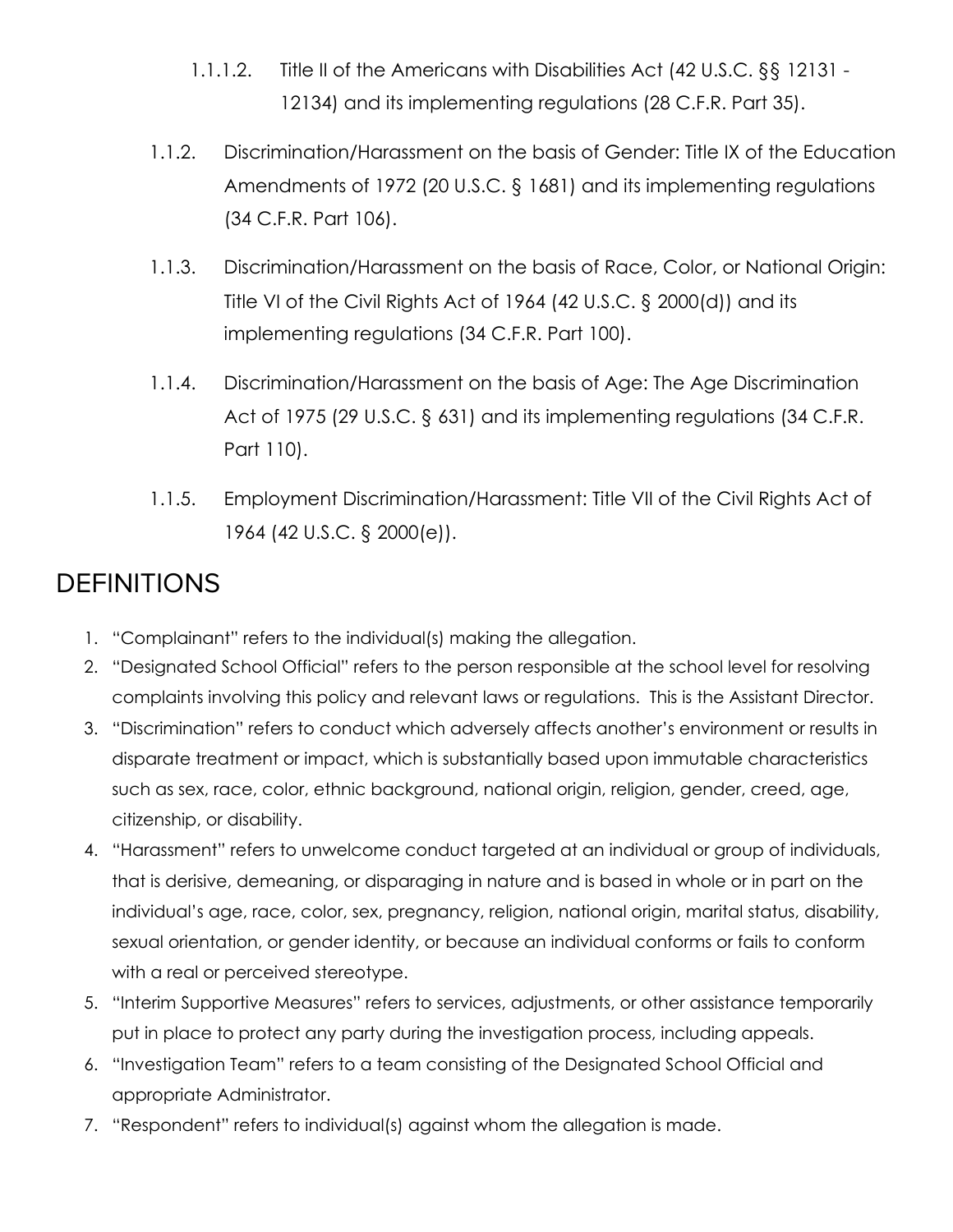1.1.1.2. Title II of the Americans with Disabilities Act (42 U.S.C. §§ 12131 - 12134) and its implementing regulations (28 C.F.R. Part 35).

1.1.2. Discrimination/Harassment on the basis of Gender: Title IX of the Education Amendments of 1972 (20 U.S.C. § 1681) and its implementing regulations (34 C.F.R. Part 106).

1.1.3. Discrimination/Harassment on the basis of Race, Color, or National Origin: Title VI of the Civil Rights Act of 1964 (42 U.S.C. § 2000(d)) and its implementing regulations (34 C.F.R. Part 100).

1.1.4. Discrimination/Harassment on the basis of Age: The Age Discrimination Act of 1975 (29 U.S.C. § 631) and its implementing regulations (34 C.F.R. Part 110).

1.1.5. Employment Discrimination/Harassment: Title VII of the Civil Rights Act of 1964 (42 U.S.C. § 2000(e)).

## DEFINITIONS

1. "Complainant" refers to the individual(s) making the allegation.
2. "Designated School Official" refers to the person responsible at the school level for resolving complaints involving this policy and relevant laws or regulations. This is the Assistant Director.
3. "Discrimination" refers to conduct which adversely affects another's environment or results in disparate treatment or impact, which is substantially based upon immutable characteristics such as sex, race, color, ethnic background, national origin, religion, gender, creed, age, citizenship, or disability.
4. "Harassment" refers to unwelcome conduct targeted at an individual or group of individuals, that is derisive, demeaning, or disparaging in nature and is based in whole or in part on the individual's age, race, color, sex, pregnancy, religion, national origin, marital status, disability, sexual orientation, or gender identity, or because an individual conforms or fails to conform with a real or perceived stereotype.
5. "Interim Supportive Measures" refers to services, adjustments, or other assistance temporarily put in place to protect any party during the investigation process, including appeals.
6. "Investigation Team" refers to a team consisting of the Designated School Official and appropriate Administrator.
7. "Respondent" refers to individual(s) against whom the allegation is made.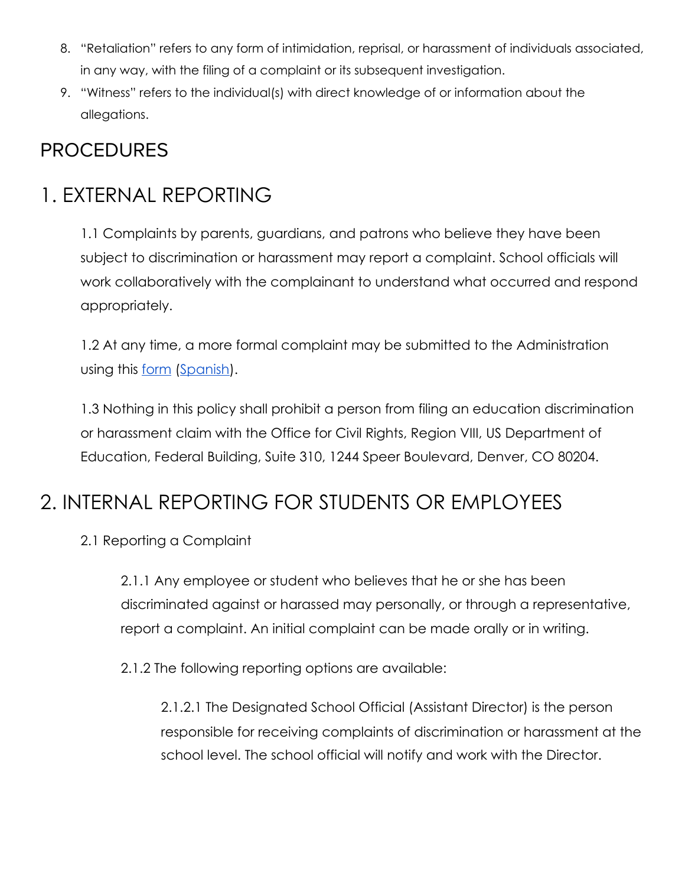8. "Retaliation" refers to any form of intimidation, reprisal, or harassment of individuals associated, in any way, with the filing of a complaint or its subsequent investigation.
9. "Witness" refers to the individual(s) with direct knowledge of or information about the allegations.

# PROCEDURES

# 1. EXTERNAL REPORTING

1.1 Complaints by parents, guardians, and patrons who believe they have been subject to discrimination or harassment may report a complaint. School officials will work collaboratively with the complainant to understand what occurred and respond appropriately.

1.2 At any time, a more formal complaint may be submitted to the Administration using this form (Spanish).

1.3 Nothing in this policy shall prohibit a person from filing an education discrimination or harassment claim with the Office for Civil Rights, Region VIII, US Department of Education, Federal Building, Suite 310, 1244 Speer Boulevard, Denver, CO 80204.

# 2. INTERNAL REPORTING FOR STUDENTS OR EMPLOYEES

2.1 Reporting a Complaint

2.1.1 Any employee or student who believes that he or she has been discriminated against or harassed may personally, or through a representative, report a complaint. An initial complaint can be made orally or in writing.

2.1.2 The following reporting options are available:

2.1.2.1 The Designated School Official (Assistant Director) is the person responsible for receiving complaints of discrimination or harassment at the school level. The school official will notify and work with the Director.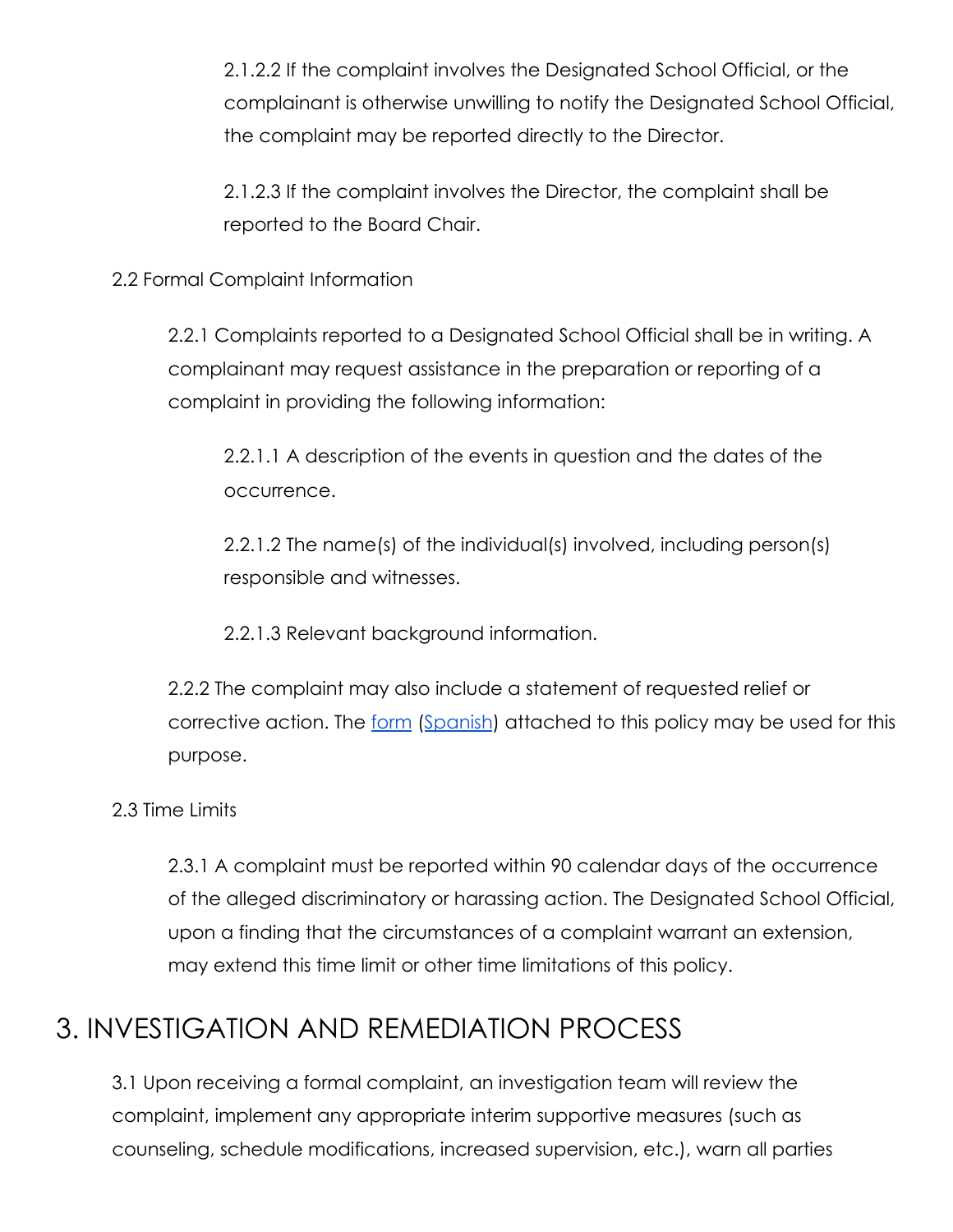2.1.2.2 If the complaint involves the Designated School Official, or the complainant is otherwise unwilling to notify the Designated School Official, the complaint may be reported directly to the Director.

2.1.2.3 If the complaint involves the Director, the complaint shall be reported to the Board Chair.

2.2 Formal Complaint Information

2.2.1 Complaints reported to a Designated School Official shall be in writing. A complainant may request assistance in the preparation or reporting of a complaint in providing the following information:

2.2.1.1 A description of the events in question and the dates of the occurrence.

2.2.1.2 The name(s) of the individual(s) involved, including person(s) responsible and witnesses.

2.2.1.3 Relevant background information.

2.2.2 The complaint may also include a statement of requested relief or corrective action. The form (Spanish) attached to this policy may be used for this purpose.

2.3 Time Limits

2.3.1 A complaint must be reported within 90 calendar days of the occurrence of the alleged discriminatory or harassing action. The Designated School Official, upon a finding that the circumstances of a complaint warrant an extension, may extend this time limit or other time limitations of this policy.

# 3. INVESTIGATION AND REMEDIATION PROCESS

3.1 Upon receiving a formal complaint, an investigation team will review the complaint, implement any appropriate interim supportive measures (such as counseling, schedule modifications, increased supervision, etc.), warn all parties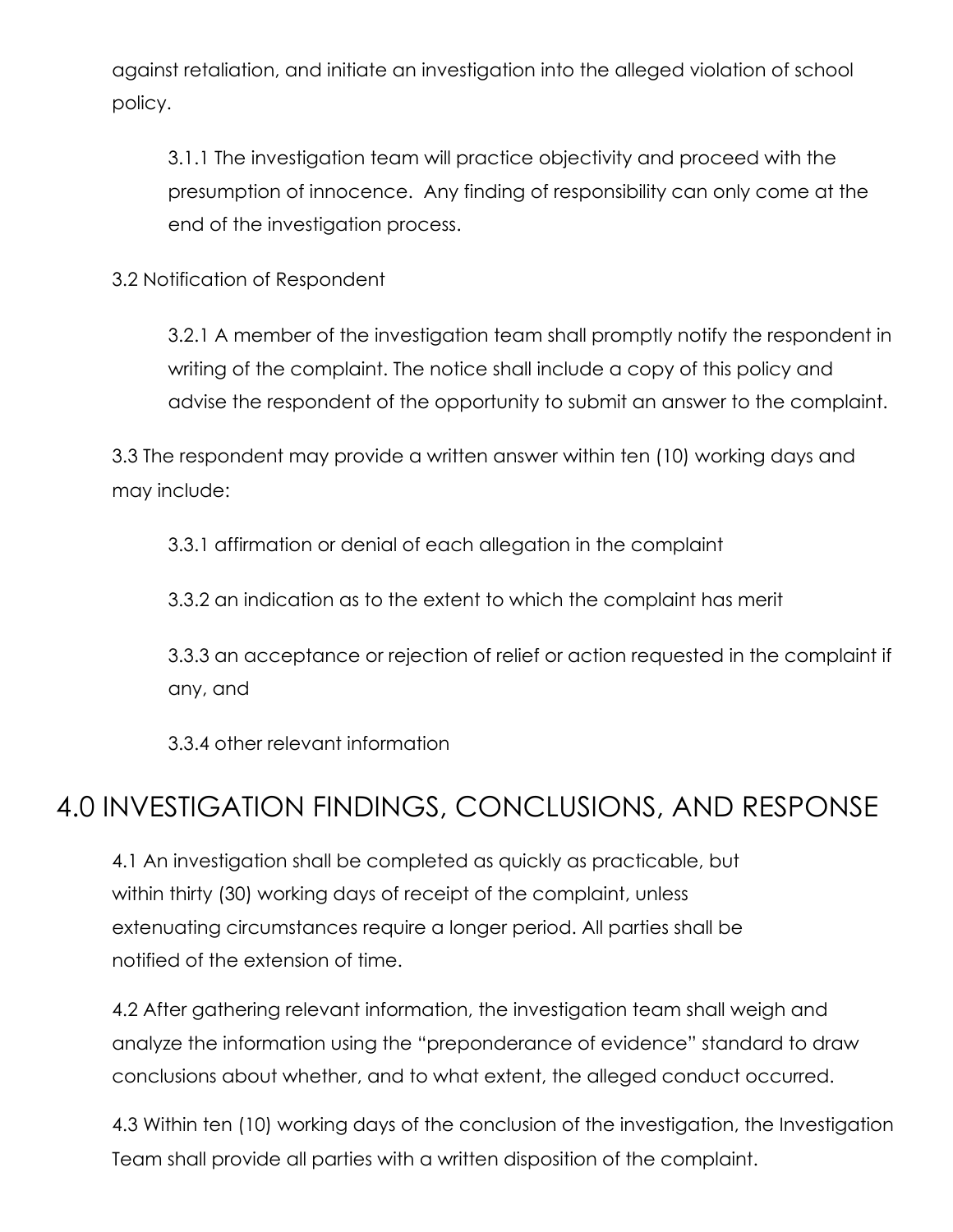against retaliation, and initiate an investigation into the alleged violation of school policy.

3.1.1 The investigation team will practice objectivity and proceed with the presumption of innocence. Any finding of responsibility can only come at the end of the investigation process.

3.2 Notification of Respondent

3.2.1 A member of the investigation team shall promptly notify the respondent in writing of the complaint. The notice shall include a copy of this policy and advise the respondent of the opportunity to submit an answer to the complaint.

3.3 The respondent may provide a written answer within ten (10) working days and may include:

3.3.1 affirmation or denial of each allegation in the complaint

3.3.2 an indication as to the extent to which the complaint has merit

3.3.3 an acceptance or rejection of relief or action requested in the complaint if any, and

3.3.4 other relevant information

# 4.0 INVESTIGATION FINDINGS, CONCLUSIONS, AND RESPONSE

4.1 An investigation shall be completed as quickly as practicable, but within thirty (30) working days of receipt of the complaint, unless extenuating circumstances require a longer period. All parties shall be notified of the extension of time.

4.2 After gathering relevant information, the investigation team shall weigh and analyze the information using the "preponderance of evidence" standard to draw conclusions about whether, and to what extent, the alleged conduct occurred.

4.3 Within ten (10) working days of the conclusion of the investigation, the Investigation Team shall provide all parties with a written disposition of the complaint.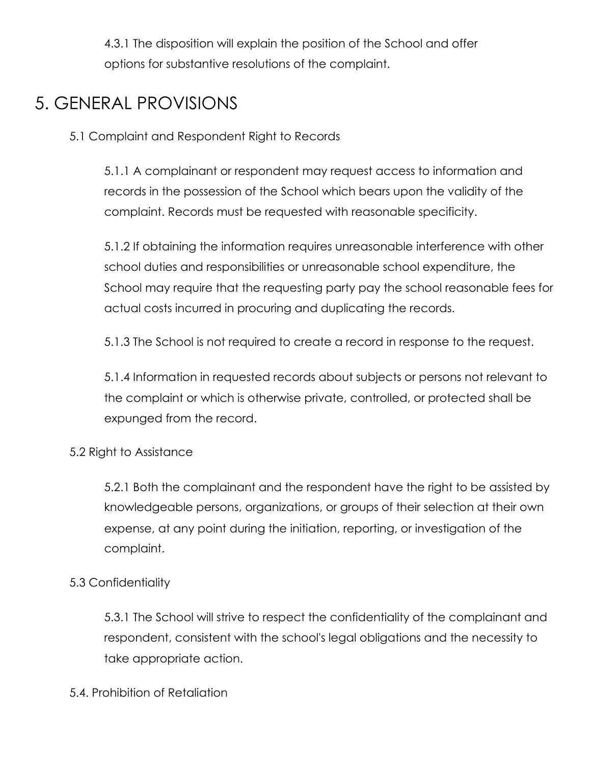4.3.1 The disposition will explain the position of the School and offer options for substantive resolutions of the complaint.

# 5. GENERAL PROVISIONS

5.1 Complaint and Respondent Right to Records

5.1.1 A complainant or respondent may request access to information and records in the possession of the School which bears upon the validity of the complaint. Records must be requested with reasonable specificity.

5.1.2 If obtaining the information requires unreasonable interference with other school duties and responsibilities or unreasonable school expenditure, the School may require that the requesting party pay the school reasonable fees for actual costs incurred in procuring and duplicating the records.

5.1.3 The School is not required to create a record in response to the request.

5.1.4 Information in requested records about subjects or persons not relevant to the complaint or which is otherwise private, controlled, or protected shall be expunged from the record.

5.2 Right to Assistance

5.2.1 Both the complainant and the respondent have the right to be assisted by knowledgeable persons, organizations, or groups of their selection at their own expense, at any point during the initiation, reporting, or investigation of the complaint.

5.3 Confidentiality

5.3.1 The School will strive to respect the confidentiality of the complainant and respondent, consistent with the school's legal obligations and the necessity to take appropriate action.

5.4. Prohibition of Retaliation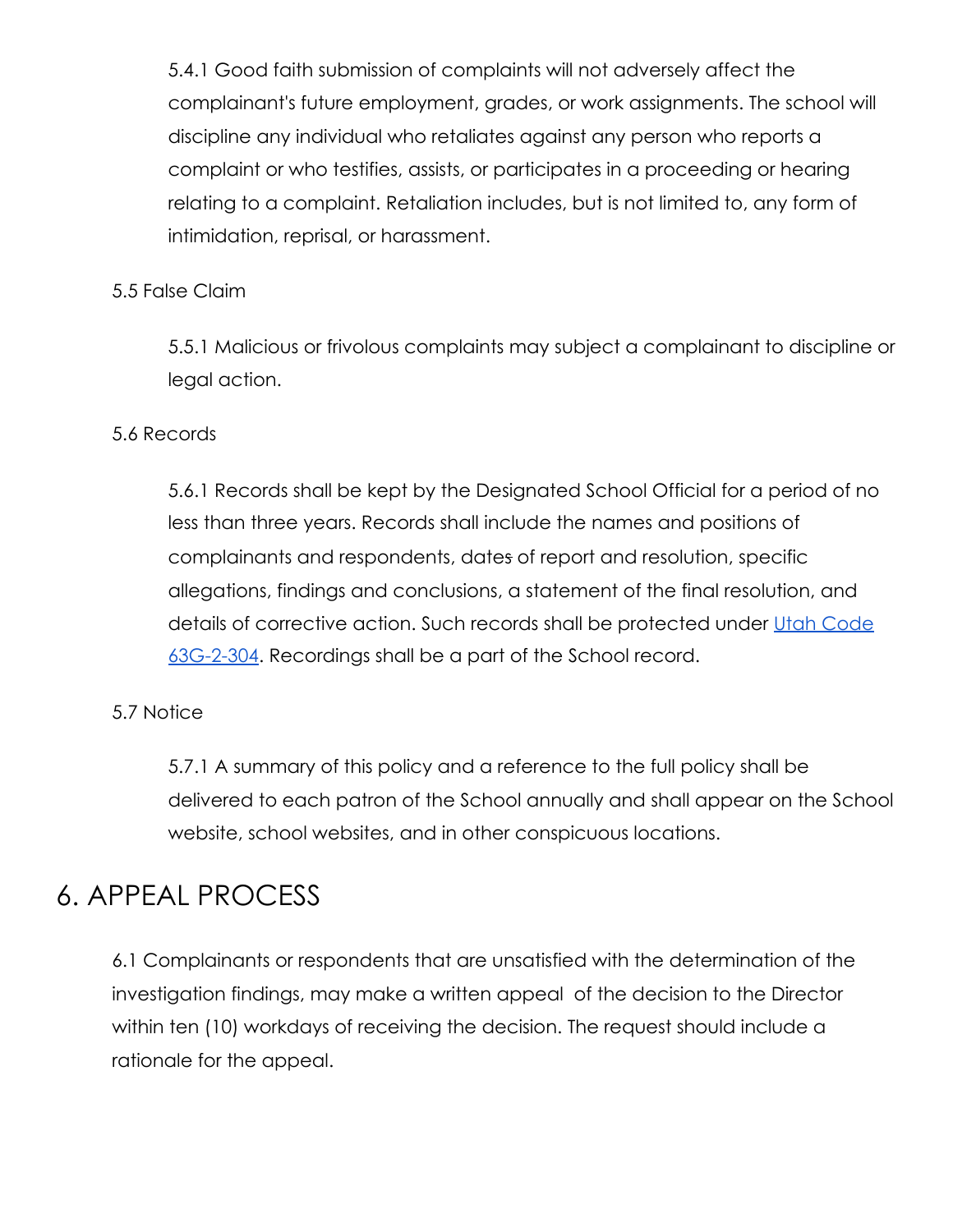5.4.1 Good faith submission of complaints will not adversely affect the complainant's future employment, grades, or work assignments. The school will discipline any individual who retaliates against any person who reports a complaint or who testifies, assists, or participates in a proceeding or hearing relating to a complaint. Retaliation includes, but is not limited to, any form of intimidation, reprisal, or harassment.

5.5 False Claim

5.5.1 Malicious or frivolous complaints may subject a complainant to discipline or legal action.

5.6 Records

5.6.1 Records shall be kept by the Designated School Official for a period of no less than three years. Records shall include the names and positions of complainants and respondents, dates of report and resolution, specific allegations, findings and conclusions, a statement of the final resolution, and details of corrective action. Such records shall be protected under [Utah Code 63G-2-304](). Recordings shall be a part of the School record.

5.7 Notice

5.7.1 A summary of this policy and a reference to the full policy shall be delivered to each patron of the School annually and shall appear on the School website, school websites, and in other conspicuous locations.

# 6. APPEAL PROCESS

6.1 Complainants or respondents that are unsatisfied with the determination of the investigation findings, may make a written appeal of the decision to the Director within ten (10) workdays of receiving the decision. The request should include a rationale for the appeal.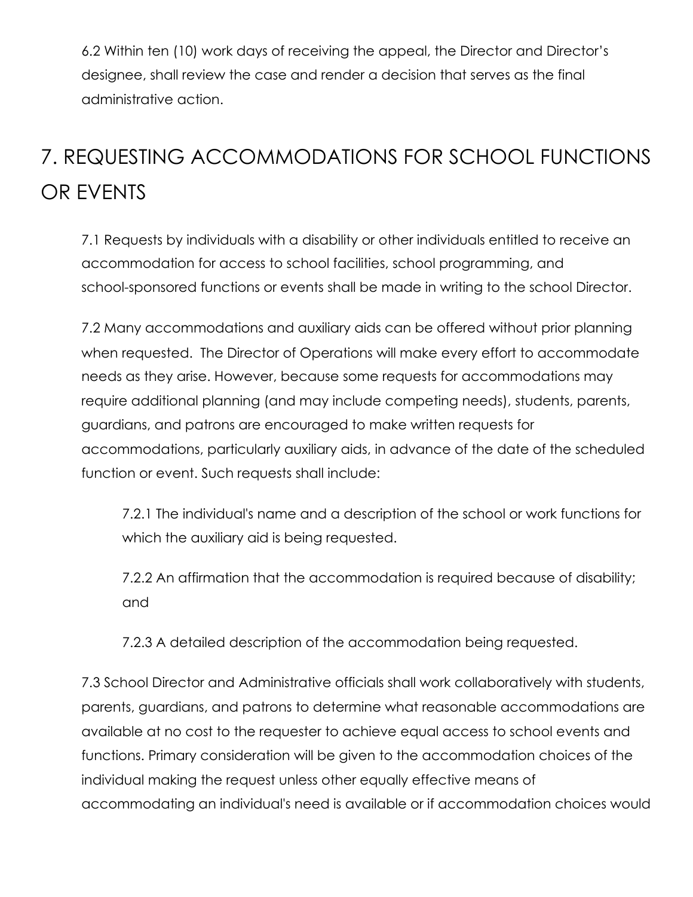6.2 Within ten (10) work days of receiving the appeal, the Director and Director's designee, shall review the case and render a decision that serves as the final administrative action.

## 7. REQUESTING ACCOMMODATIONS FOR SCHOOL FUNCTIONS OR EVENTS

7.1 Requests by individuals with a disability or other individuals entitled to receive an accommodation for access to school facilities, school programming, and school-sponsored functions or events shall be made in writing to the school Director.

7.2 Many accommodations and auxiliary aids can be offered without prior planning when requested. The Director of Operations will make every effort to accommodate needs as they arise. However, because some requests for accommodations may require additional planning (and may include competing needs), students, parents, guardians, and patrons are encouraged to make written requests for accommodations, particularly auxiliary aids, in advance of the date of the scheduled function or event. Such requests shall include:

7.2.1 The individual's name and a description of the school or work functions for which the auxiliary aid is being requested.

7.2.2 An affirmation that the accommodation is required because of disability; and

7.2.3 A detailed description of the accommodation being requested.

7.3 School Director and Administrative officials shall work collaboratively with students, parents, guardians, and patrons to determine what reasonable accommodations are available at no cost to the requester to achieve equal access to school events and functions. Primary consideration will be given to the accommodation choices of the individual making the request unless other equally effective means of accommodating an individual's need is available or if accommodation choices would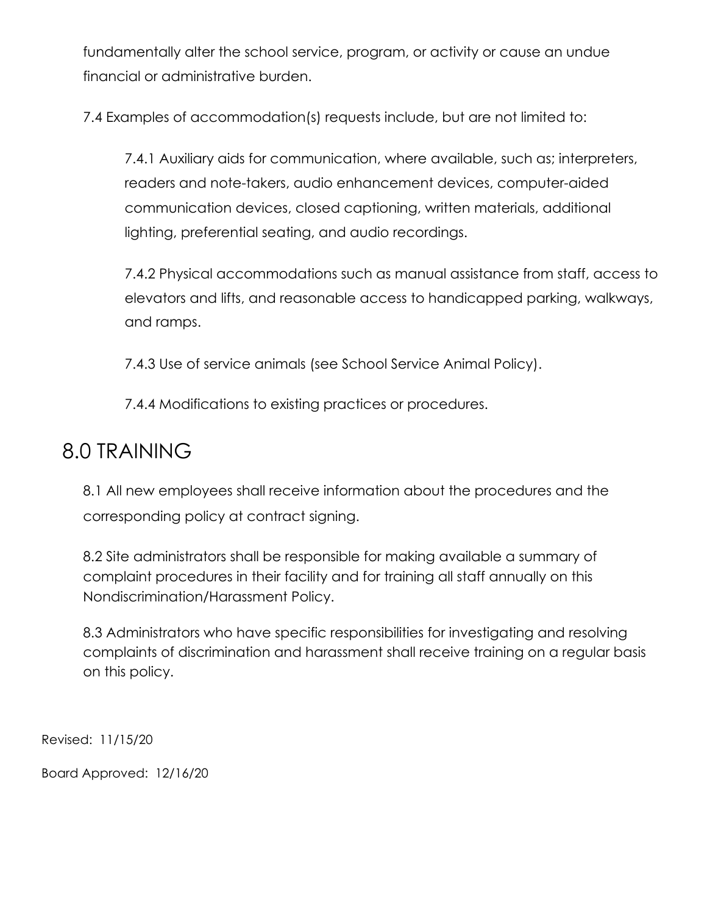fundamentally alter the school service, program, or activity or cause an undue financial or administrative burden.

7.4 Examples of accommodation(s) requests include, but are not limited to:

7.4.1 Auxiliary aids for communication, where available, such as; interpreters, readers and note-takers, audio enhancement devices, computer-aided communication devices, closed captioning, written materials, additional lighting, preferential seating, and audio recordings.

7.4.2 Physical accommodations such as manual assistance from staff, access to elevators and lifts, and reasonable access to handicapped parking, walkways, and ramps.

7.4.3 Use of service animals (see School Service Animal Policy).

7.4.4 Modifications to existing practices or procedures.

# 8.0 TRAINING

8.1 All new employees shall receive information about the procedures and the corresponding policy at contract signing.

8.2 Site administrators shall be responsible for making available a summary of complaint procedures in their facility and for training all staff annually on this Nondiscrimination/Harassment Policy.

8.3 Administrators who have specific responsibilities for investigating and resolving complaints of discrimination and harassment shall receive training on a regular basis on this policy.

Revised: 11/15/20

Board Approved: 12/16/20